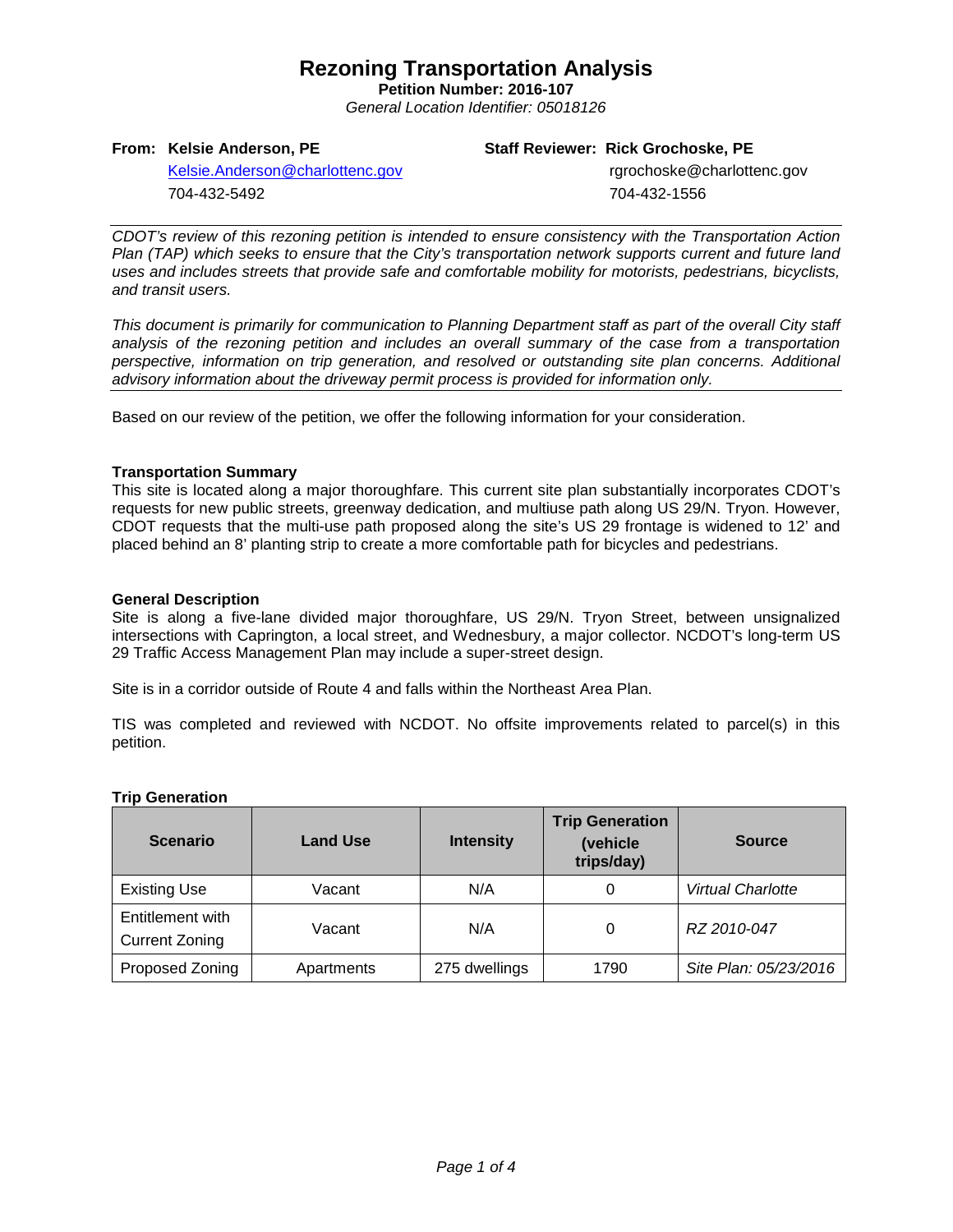# Rezoning Transportation Analysis

**Petition Number: 2016-107**

*General Location Identifier: 05018126*

**From: Kelsie Anderson, PE**
Kelsie.Anderson@charlottenc.gov
704-432-5492

**Staff Reviewer: Rick Grochoske, PE**
rgrochoske@charlottenc.gov
704-432-1556

---

*CDOT's review of this rezoning petition is intended to ensure consistency with the Transportation Action Plan (TAP) which seeks to ensure that the City's transportation network supports current and future land uses and includes streets that provide safe and comfortable mobility for motorists, pedestrians, bicyclists, and transit users.*

*This document is primarily for communication to Planning Department staff as part of the overall City staff analysis of the rezoning petition and includes an overall summary of the case from a transportation perspective, information on trip generation, and resolved or outstanding site plan concerns. Additional advisory information about the driveway permit process is provided for information only.*

---

Based on our review of the petition, we offer the following information for your consideration.

**Transportation Summary**

This site is located along a major thoroughfare. This current site plan substantially incorporates CDOT's requests for new public streets, greenway dedication, and multiuse path along US 29/N. Tryon. However, CDOT requests that the multi-use path proposed along the site's US 29 frontage is widened to 12' and placed behind an 8' planting strip to create a more comfortable path for bicycles and pedestrians.

**General Description**

Site is along a five-lane divided major thoroughfare, US 29/N. Tryon Street, between unsignalized intersections with Caprington, a local street, and Wednesbury, a major collector. NCDOT's long-term US 29 Traffic Access Management Plan may include a super-street design.

Site is in a corridor outside of Route 4 and falls within the Northeast Area Plan.

TIS was completed and reviewed with NCDOT. No offsite improvements related to parcel(s) in this petition.

**Trip Generation**

| Scenario | Land Use | Intensity | Trip Generation (vehicle trips/day) | Source |
|---|---|---|---|---|
| Existing Use | Vacant | N/A | 0 | *Virtual Charlotte* |
| Entitlement with Current Zoning | Vacant | N/A | 0 | *RZ 2010-047* |
| Proposed Zoning | Apartments | 275 dwellings | 1790 | *Site Plan: 05/23/2016* |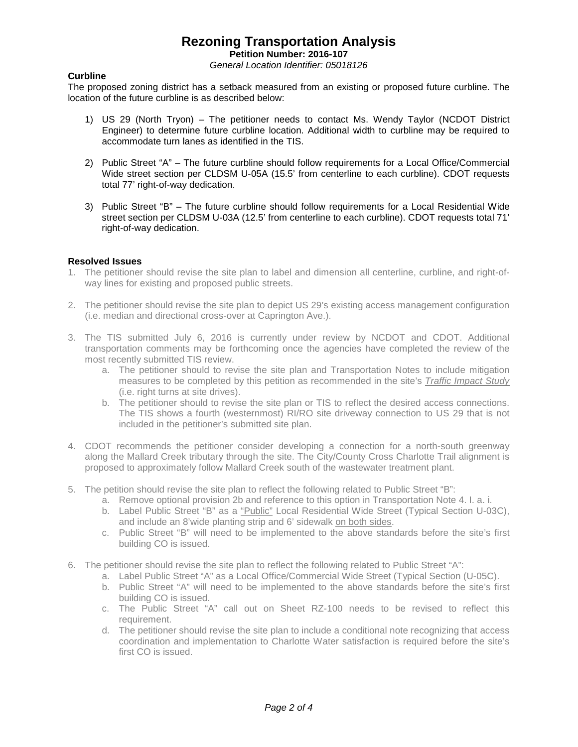# Rezoning Transportation Analysis

**Petition Number: 2016-107**

*General Location Identifier: 05018126*

### Curbline

The proposed zoning district has a setback measured from an existing or proposed future curbline. The location of the future curbline is as described below:

1) US 29 (North Tryon) – The petitioner needs to contact Ms. Wendy Taylor (NCDOT District Engineer) to determine future curbline location. Additional width to curbline may be required to accommodate turn lanes as identified in the TIS.

2) Public Street "A" – The future curbline should follow requirements for a Local Office/Commercial Wide street section per CLDSM U-05A (15.5' from centerline to each curbline). CDOT requests total 77' right-of-way dedication.

3) Public Street "B" – The future curbline should follow requirements for a Local Residential Wide street section per CLDSM U-03A (12.5' from centerline to each curbline). CDOT requests total 71' right-of-way dedication.

### Resolved Issues

1. The petitioner should revise the site plan to label and dimension all centerline, curbline, and right-of-way lines for existing and proposed public streets.

2. The petitioner should revise the site plan to depict US 29's existing access management configuration (i.e. median and directional cross-over at Caprington Ave.).

3. The TIS submitted July 6, 2016 is currently under review by NCDOT and CDOT. Additional transportation comments may be forthcoming once the agencies have completed the review of the most recently submitted TIS review.
   a. The petitioner should to revise the site plan and Transportation Notes to include mitigation measures to be completed by this petition as recommended in the site's *Traffic Impact Study* (i.e. right turns at site drives).
   b. The petitioner should to revise the site plan or TIS to reflect the desired access connections. The TIS shows a fourth (westernmost) RI/RO site driveway connection to US 29 that is not included in the petitioner's submitted site plan.

4. CDOT recommends the petitioner consider developing a connection for a north-south greenway along the Mallard Creek tributary through the site. The City/County Cross Charlotte Trail alignment is proposed to approximately follow Mallard Creek south of the wastewater treatment plant.

5. The petition should revise the site plan to reflect the following related to Public Street "B":
   a. Remove optional provision 2b and reference to this option in Transportation Note 4. I. a. i.
   b. Label Public Street "B" as a "Public" Local Residential Wide Street (Typical Section U-03C), and include an 8'wide planting strip and 6' sidewalk on both sides.
   c. Public Street "B" will need to be implemented to the above standards before the site's first building CO is issued.

6. The petitioner should revise the site plan to reflect the following related to Public Street "A":
   a. Label Public Street "A" as a Local Office/Commercial Wide Street (Typical Section (U-05C).
   b. Public Street "A" will need to be implemented to the above standards before the site's first building CO is issued.
   c. The Public Street "A" call out on Sheet RZ-100 needs to be revised to reflect this requirement.
   d. The petitioner should revise the site plan to include a conditional note recognizing that access coordination and implementation to Charlotte Water satisfaction is required before the site's first CO is issued.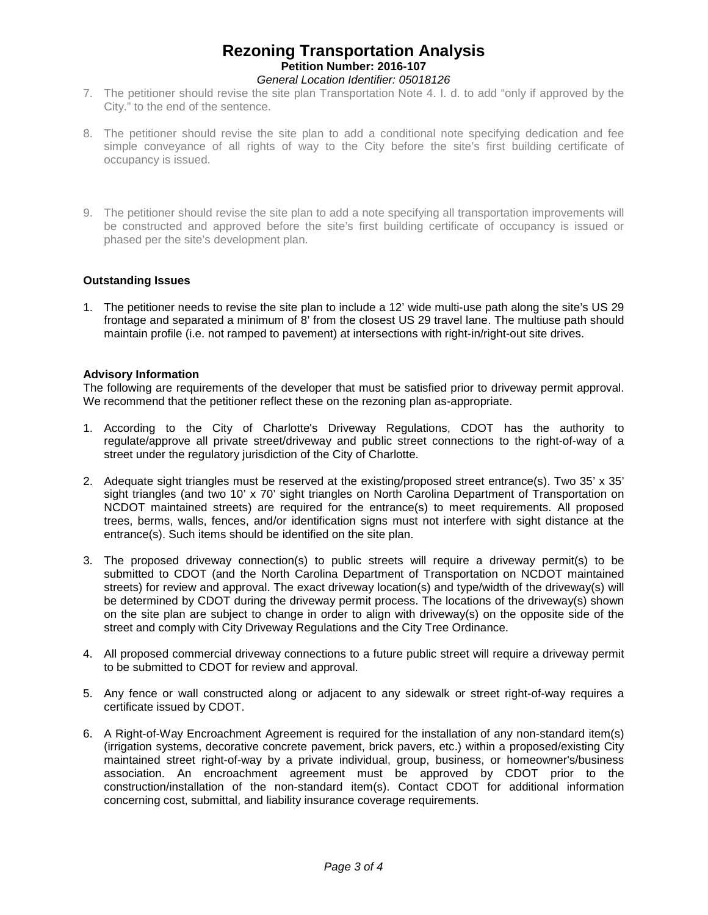7. The petitioner should revise the site plan Transportation Note 4. I. d. to add "only if approved by the City." to the end of the sentence.

8. The petitioner should revise the site plan to add a conditional note specifying dedication and fee simple conveyance of all rights of way to the City before the site's first building certificate of occupancy is issued.

9. The petitioner should revise the site plan to add a note specifying all transportation improvements will be constructed and approved before the site's first building certificate of occupancy is issued or phased per the site's development plan.

**Outstanding Issues**

1. The petitioner needs to revise the site plan to include a 12' wide multi-use path along the site's US 29 frontage and separated a minimum of 8' from the closest US 29 travel lane. The multiuse path should maintain profile (i.e. not ramped to pavement) at intersections with right-in/right-out site drives.

**Advisory Information**

The following are requirements of the developer that must be satisfied prior to driveway permit approval. We recommend that the petitioner reflect these on the rezoning plan as-appropriate.

1. According to the City of Charlotte's Driveway Regulations, CDOT has the authority to regulate/approve all private street/driveway and public street connections to the right-of-way of a street under the regulatory jurisdiction of the City of Charlotte.

2. Adequate sight triangles must be reserved at the existing/proposed street entrance(s). Two 35' x 35' sight triangles (and two 10' x 70' sight triangles on North Carolina Department of Transportation on NCDOT maintained streets) are required for the entrance(s) to meet requirements. All proposed trees, berms, walls, fences, and/or identification signs must not interfere with sight distance at the entrance(s). Such items should be identified on the site plan.

3. The proposed driveway connection(s) to public streets will require a driveway permit(s) to be submitted to CDOT (and the North Carolina Department of Transportation on NCDOT maintained streets) for review and approval. The exact driveway location(s) and type/width of the driveway(s) will be determined by CDOT during the driveway permit process. The locations of the driveway(s) shown on the site plan are subject to change in order to align with driveway(s) on the opposite side of the street and comply with City Driveway Regulations and the City Tree Ordinance.

4. All proposed commercial driveway connections to a future public street will require a driveway permit to be submitted to CDOT for review and approval.

5. Any fence or wall constructed along or adjacent to any sidewalk or street right-of-way requires a certificate issued by CDOT.

6. A Right-of-Way Encroachment Agreement is required for the installation of any non-standard item(s) (irrigation systems, decorative concrete pavement, brick pavers, etc.) within a proposed/existing City maintained street right-of-way by a private individual, group, business, or homeowner's/business association. An encroachment agreement must be approved by CDOT prior to the construction/installation of the non-standard item(s). Contact CDOT for additional information concerning cost, submittal, and liability insurance coverage requirements.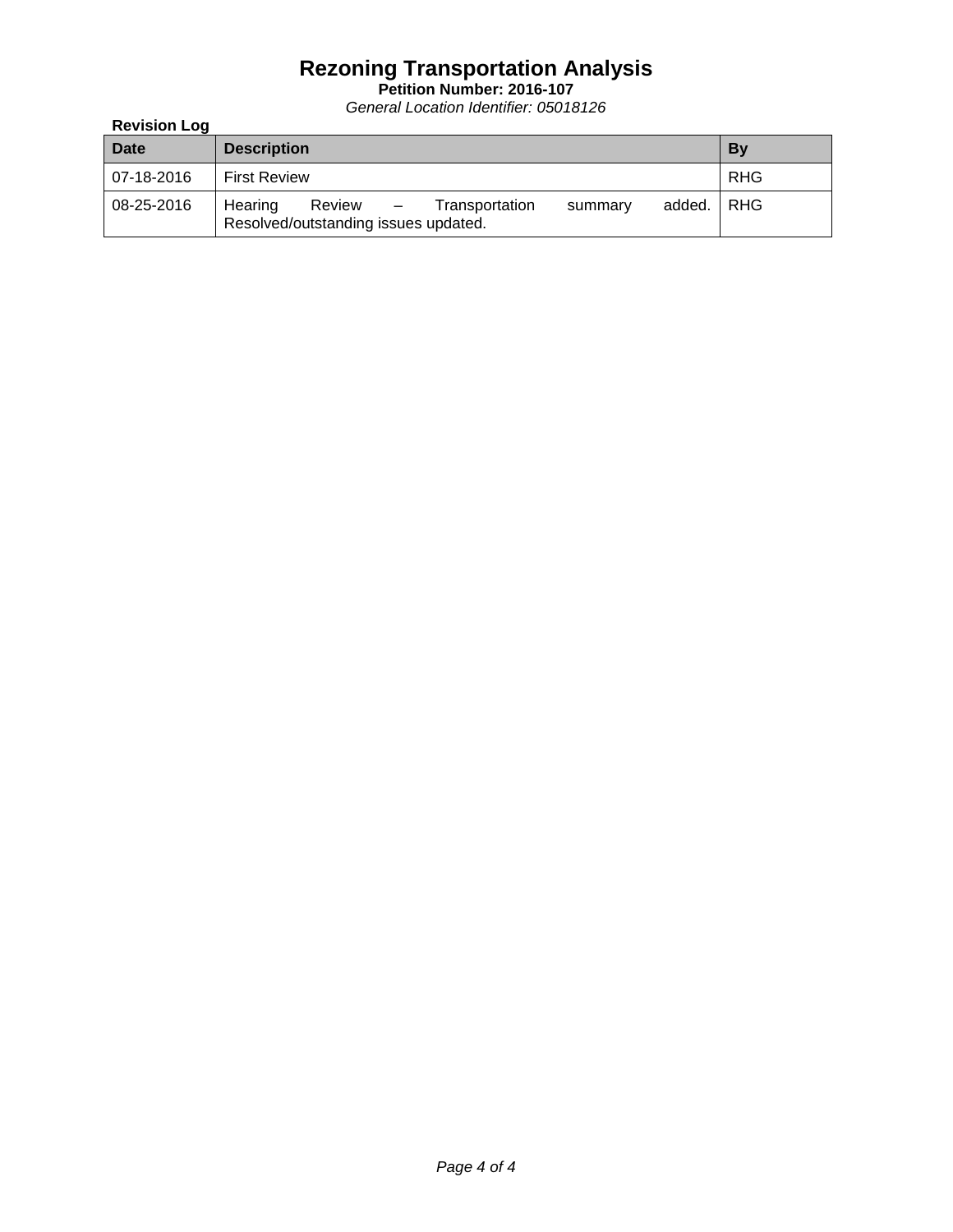# Rezoning Transportation Analysis

**Petition Number: 2016-107**

*General Location Identifier: 05018126*

**Revision Log**

| Date | Description | By |
|---|---|---|
| 07-18-2016 | First Review | RHG |
| 08-25-2016 | Hearing Review – Transportation summary added. Resolved/outstanding issues updated. | RHG |